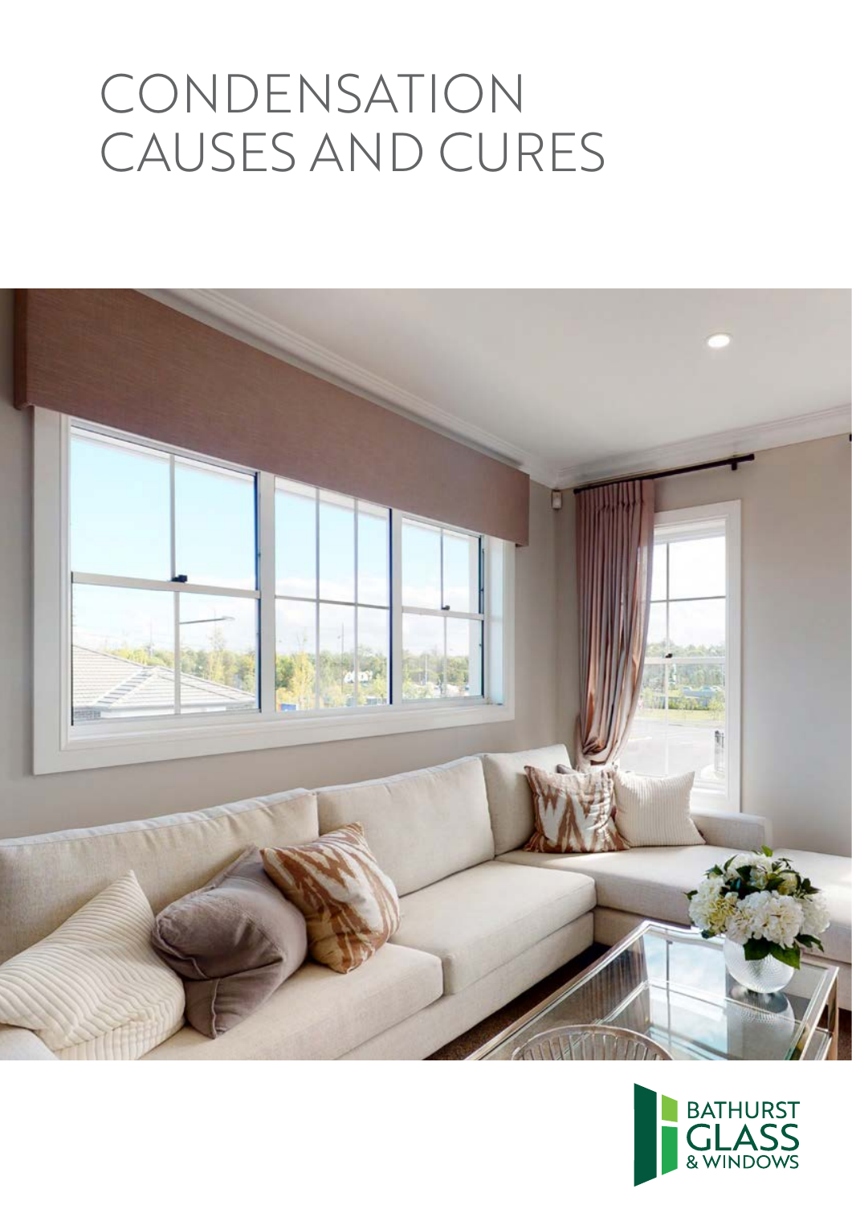# CONDENSATION CAUSES AND CURES

BATHURST GLASS & WINDOWS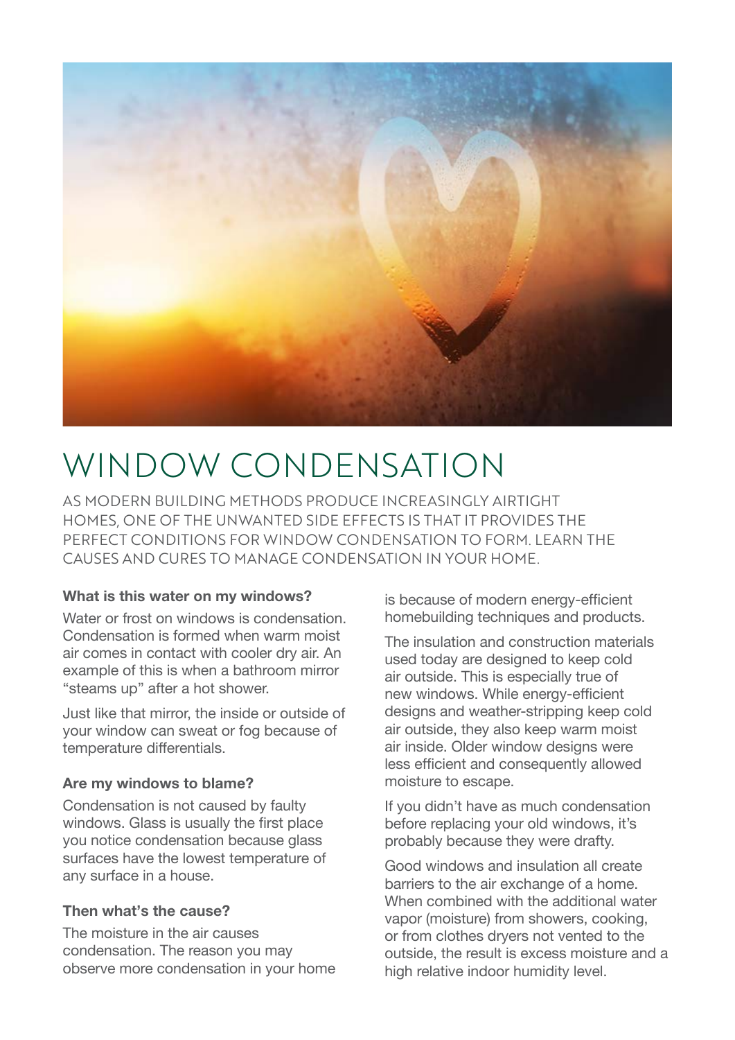# WINDOW CONDENSATION

AS MODERN BUILDING METHODS PRODUCE INCREASINGLY AIRTIGHT HOMES, ONE OF THE UNWANTED SIDE EFFECTS IS THAT IT PROVIDES THE PERFECT CONDITIONS FOR WINDOW CONDENSATION TO FORM. LEARN THE CAUSES AND CURES TO MANAGE CONDENSATION IN YOUR HOME.

### What is this water on my windows?

Water or frost on windows is condensation. Condensation is formed when warm moist air comes in contact with cooler dry air. An example of this is when a bathroom mirror "steams up" after a hot shower.

Just like that mirror, the inside or outside of your window can sweat or fog because of temperature differentials.

### Are my windows to blame?

Condensation is not caused by faulty windows. Glass is usually the first place you notice condensation because glass surfaces have the lowest temperature of any surface in a house.

### Then what's the cause?

The moisture in the air causes condensation. The reason you may observe more condensation in your home is because of modern energy-efficient homebuilding techniques and products.

The insulation and construction materials used today are designed to keep cold air outside. This is especially true of new windows. While energy-efficient designs and weather-stripping keep cold air outside, they also keep warm moist air inside. Older window designs were less efficient and consequently allowed moisture to escape.

If you didn't have as much condensation before replacing your old windows, it's probably because they were drafty.

Good windows and insulation all create barriers to the air exchange of a home. When combined with the additional water vapor (moisture) from showers, cooking, or from clothes dryers not vented to the outside, the result is excess moisture and a high relative indoor humidity level.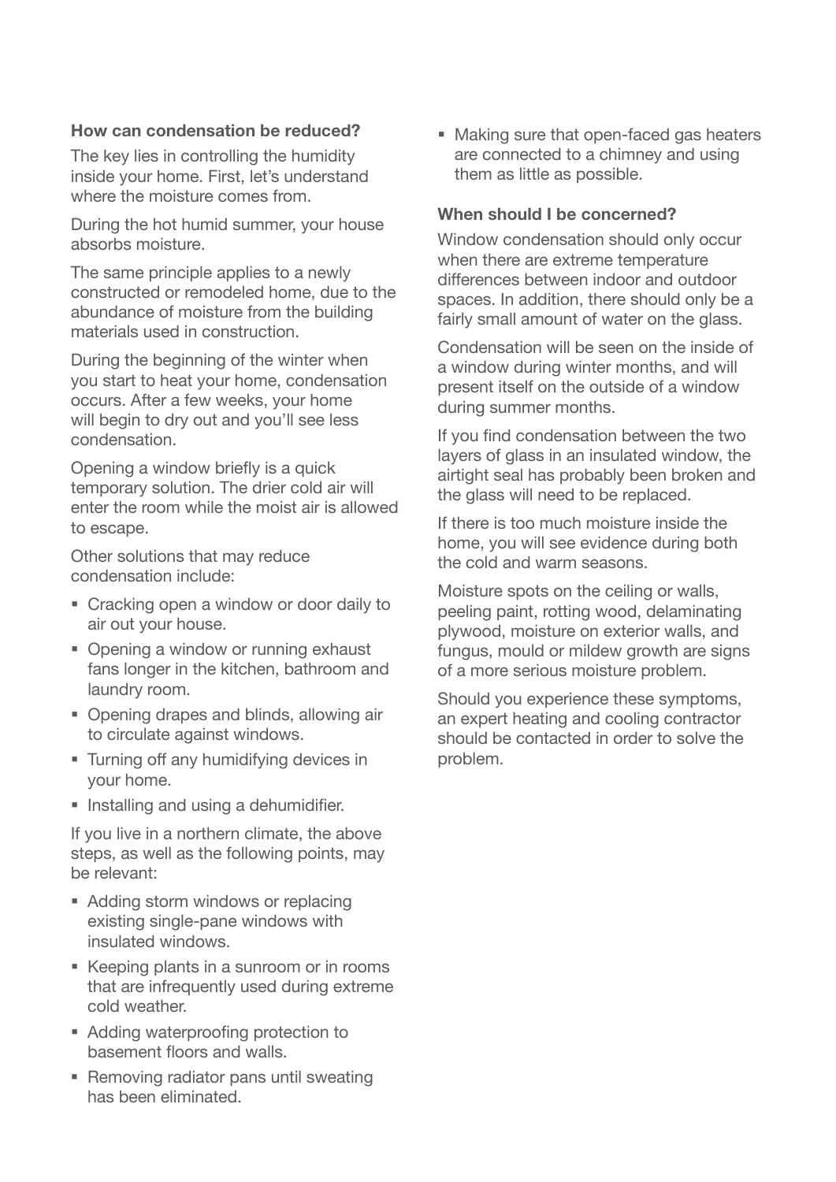### How can condensation be reduced?

The key lies in controlling the humidity inside your home. First, let's understand where the moisture comes from.

During the hot humid summer, your house absorbs moisture.

The same principle applies to a newly constructed or remodeled home, due to the abundance of moisture from the building materials used in construction.

During the beginning of the winter when you start to heat your home, condensation occurs. After a few weeks, your home will begin to dry out and you'll see less condensation.

Opening a window briefly is a quick temporary solution. The drier cold air will enter the room while the moist air is allowed to escape.

Other solutions that may reduce condensation include:

- Cracking open a window or door daily to air out your house.
- Opening a window or running exhaust fans longer in the kitchen, bathroom and laundry room.
- Opening drapes and blinds, allowing air to circulate against windows.
- Turning off any humidifying devices in your home.
- Installing and using a dehumidifier.

If you live in a northern climate, the above steps, as well as the following points, may be relevant:

- Adding storm windows or replacing existing single-pane windows with insulated windows.
- Keeping plants in a sunroom or in rooms that are infrequently used during extreme cold weather.
- Adding waterproofing protection to basement floors and walls.
- Removing radiator pans until sweating has been eliminated.
- Making sure that open-faced gas heaters are connected to a chimney and using them as little as possible.

### When should I be concerned?

Window condensation should only occur when there are extreme temperature differences between indoor and outdoor spaces. In addition, there should only be a fairly small amount of water on the glass.

Condensation will be seen on the inside of a window during winter months, and will present itself on the outside of a window during summer months.

If you find condensation between the two layers of glass in an insulated window, the airtight seal has probably been broken and the glass will need to be replaced.

If there is too much moisture inside the home, you will see evidence during both the cold and warm seasons.

Moisture spots on the ceiling or walls, peeling paint, rotting wood, delaminating plywood, moisture on exterior walls, and fungus, mould or mildew growth are signs of a more serious moisture problem.

Should you experience these symptoms, an expert heating and cooling contractor should be contacted in order to solve the problem.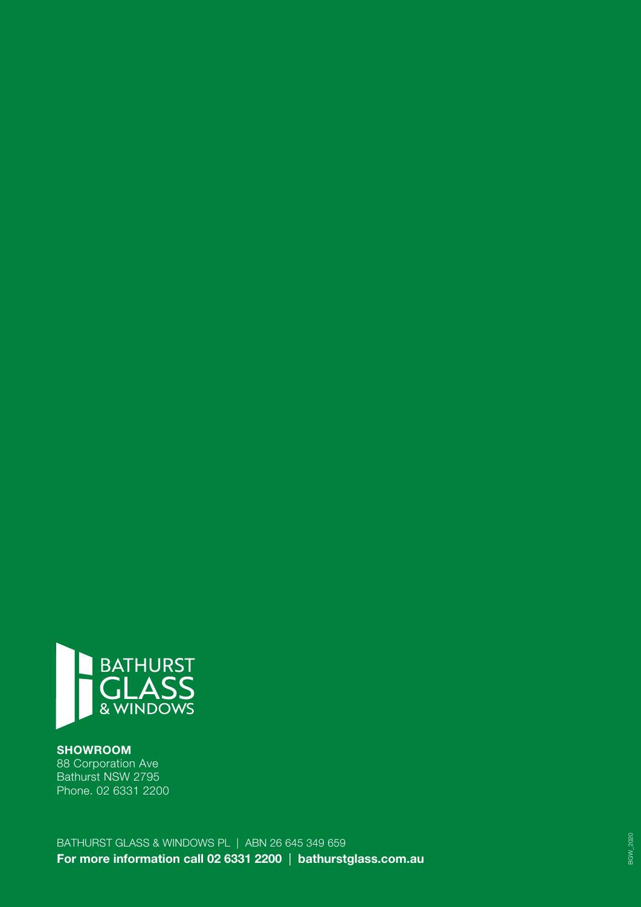BATHURST
GLASS
& WINDOWS

**SHOWROOM**
88 Corporation Ave
Bathurst NSW 2795
Phone. 02 6331 2200

BATHURST GLASS & WINDOWS PL | ABN 26 645 349 659
**For more information call 02 6331 2200 | bathurstglass.com.au**

BGW_2020